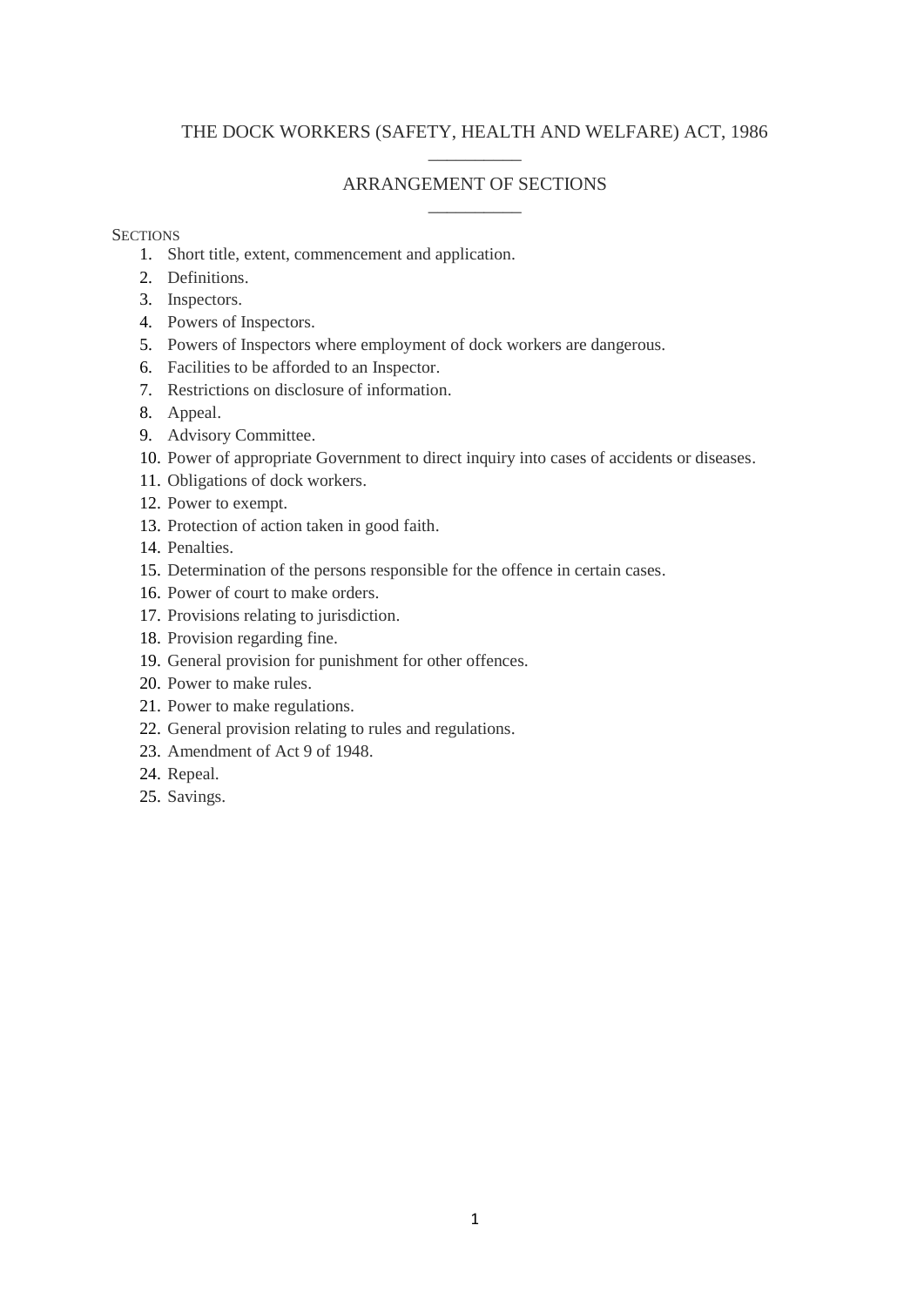# THE DOCK WORKERS (SAFETY, HEALTH AND WELFARE) ACT, 1986

## ARRANGEMENT OF SECTIONS

SECTIONS

1. Short title, extent, commencement and application.
2. Definitions.
3. Inspectors.
4. Powers of Inspectors.
5. Powers of Inspectors where employment of dock workers are dangerous.
6. Facilities to be afforded to an Inspector.
7. Restrictions on disclosure of information.
8. Appeal.
9. Advisory Committee.
10. Power of appropriate Government to direct inquiry into cases of accidents or diseases.
11. Obligations of dock workers.
12. Power to exempt.
13. Protection of action taken in good faith.
14. Penalties.
15. Determination of the persons responsible for the offence in certain cases.
16. Power of court to make orders.
17. Provisions relating to jurisdiction.
18. Provision regarding fine.
19. General provision for punishment for other offences.
20. Power to make rules.
21. Power to make regulations.
22. General provision relating to rules and regulations.
23. Amendment of Act 9 of 1948.
24. Repeal.
25. Savings.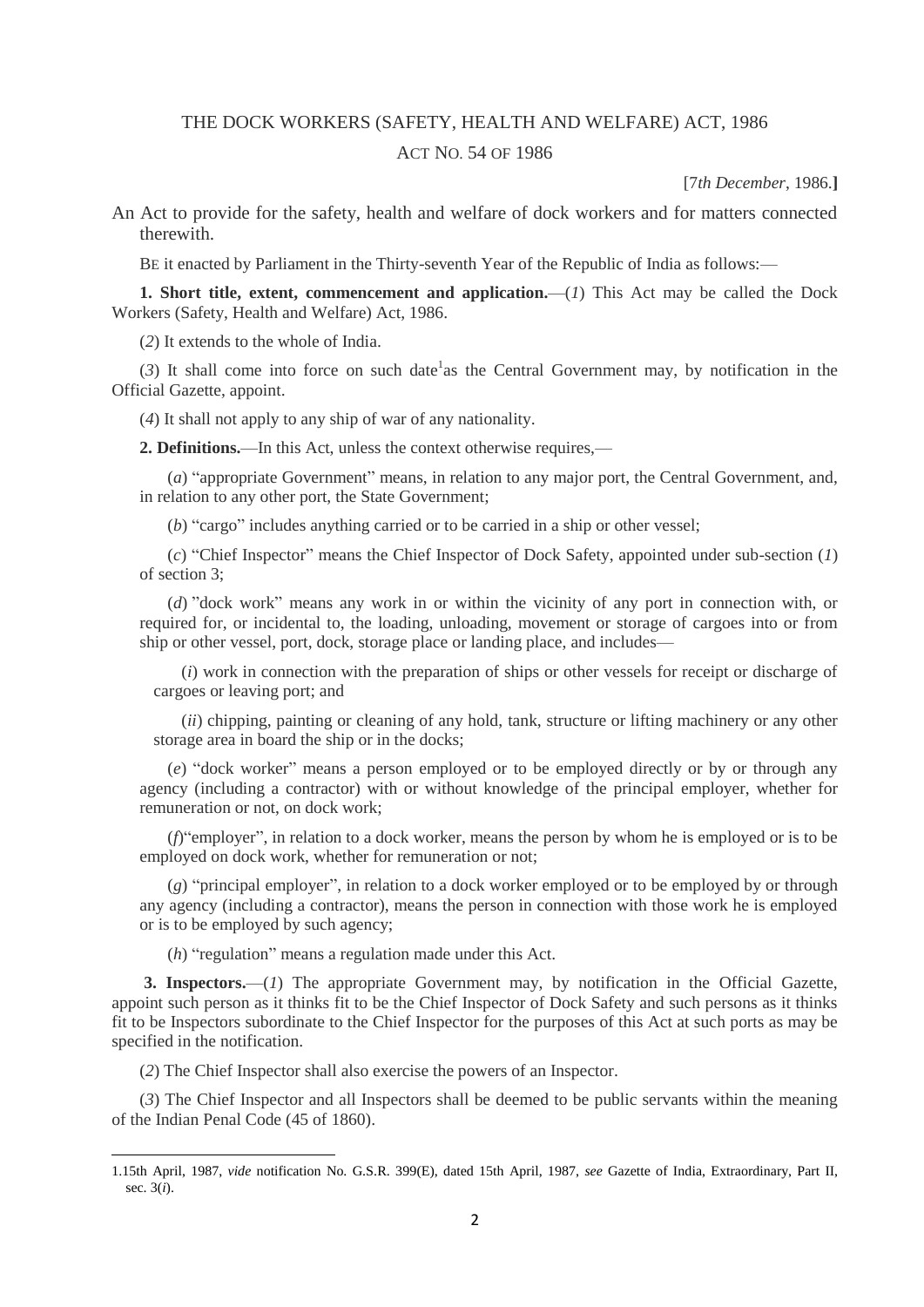# THE DOCK WORKERS (SAFETY, HEALTH AND WELFARE) ACT, 1986

## ACT NO. 54 OF 1986

[*7th December*, 1986.]

An Act to provide for the safety, health and welfare of dock workers and for matters connected therewith.

BE it enacted by Parliament in the Thirty-seventh Year of the Republic of India as follows:—

**1. Short title, extent, commencement and application.**—(*1*) This Act may be called the Dock Workers (Safety, Health and Welfare) Act, 1986.

(*2*) It extends to the whole of India.

(*3*) It shall come into force on such date[1] as the Central Government may, by notification in the Official Gazette, appoint.

(*4*) It shall not apply to any ship of war of any nationality.

**2. Definitions.**—In this Act, unless the context otherwise requires,—

(*a*) "appropriate Government" means, in relation to any major port, the Central Government, and, in relation to any other port, the State Government;

(*b*) "cargo" includes anything carried or to be carried in a ship or other vessel;

(*c*) "Chief Inspector" means the Chief Inspector of Dock Safety, appointed under sub-section (*1*) of section 3;

(*d*) "dock work" means any work in or within the vicinity of any port in connection with, or required for, or incidental to, the loading, unloading, movement or storage of cargoes into or from ship or other vessel, port, dock, storage place or landing place, and includes—

(*i*) work in connection with the preparation of ships or other vessels for receipt or discharge of cargoes or leaving port; and

(*ii*) chipping, painting or cleaning of any hold, tank, structure or lifting machinery or any other storage area in board the ship or in the docks;

(*e*) "dock worker" means a person employed or to be employed directly or by or through any agency (including a contractor) with or without knowledge of the principal employer, whether for remuneration or not, on dock work;

(*f*) "employer", in relation to a dock worker, means the person by whom he is employed or is to be employed on dock work, whether for remuneration or not;

(*g*) "principal employer", in relation to a dock worker employed or to be employed by or through any agency (including a contractor), means the person in connection with those work he is employed or is to be employed by such agency;

(*h*) "regulation" means a regulation made under this Act.

**3. Inspectors.**—(*1*) The appropriate Government may, by notification in the Official Gazette, appoint such person as it thinks fit to be the Chief Inspector of Dock Safety and such persons as it thinks fit to be Inspectors subordinate to the Chief Inspector for the purposes of this Act at such ports as may be specified in the notification.

(*2*) The Chief Inspector shall also exercise the powers of an Inspector.

(*3*) The Chief Inspector and all Inspectors shall be deemed to be public servants within the meaning of the Indian Penal Code (45 of 1860).

---

1. 15th April, 1987, *vide* notification No. G.S.R. 399(E), dated 15th April, 1987, *see* Gazette of India, Extraordinary, Part II, sec. 3(*i*).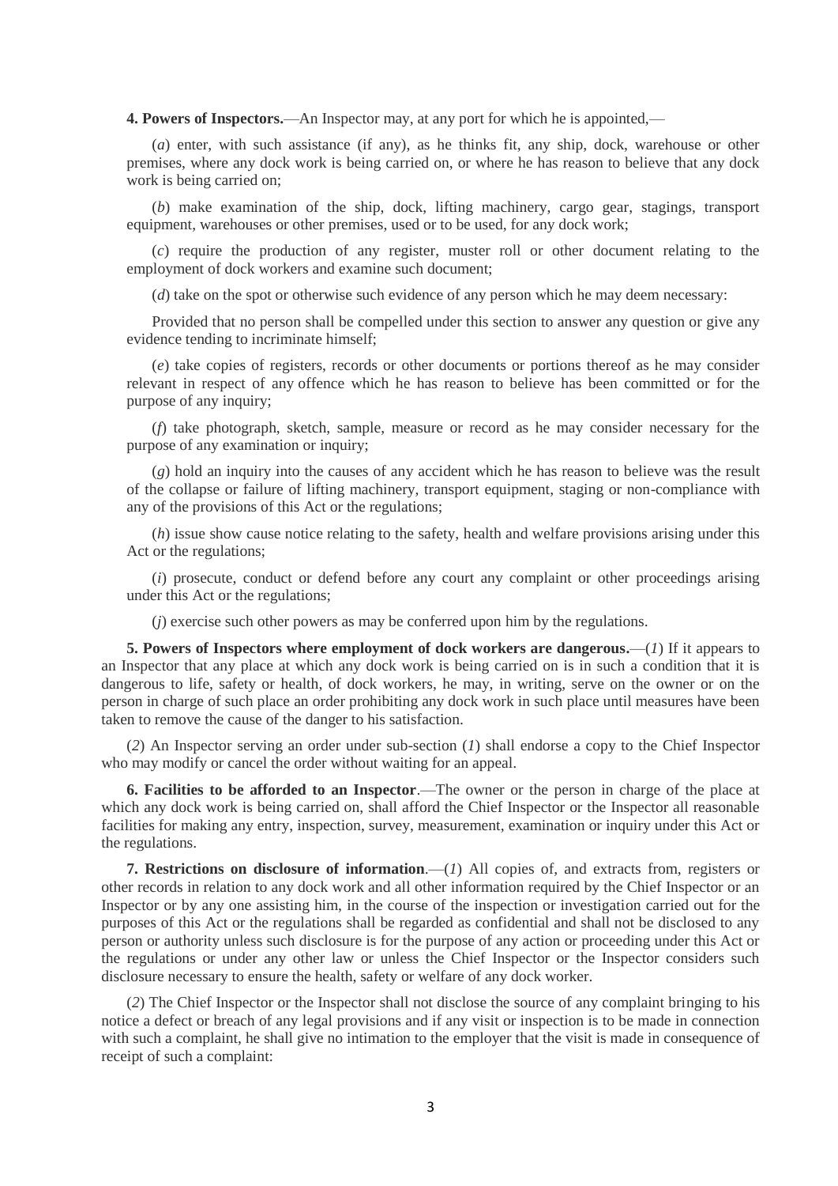**4. Powers of Inspectors.**—An Inspector may, at any port for which he is appointed,—

(*a*) enter, with such assistance (if any), as he thinks fit, any ship, dock, warehouse or other premises, where any dock work is being carried on, or where he has reason to believe that any dock work is being carried on;

(*b*) make examination of the ship, dock, lifting machinery, cargo gear, stagings, transport equipment, warehouses or other premises, used or to be used, for any dock work;

(*c*) require the production of any register, muster roll or other document relating to the employment of dock workers and examine such document;

(*d*) take on the spot or otherwise such evidence of any person which he may deem necessary:

Provided that no person shall be compelled under this section to answer any question or give any evidence tending to incriminate himself;

(*e*) take copies of registers, records or other documents or portions thereof as he may consider relevant in respect of any offence which he has reason to believe has been committed or for the purpose of any inquiry;

(*f*) take photograph, sketch, sample, measure or record as he may consider necessary for the purpose of any examination or inquiry;

(*g*) hold an inquiry into the causes of any accident which he has reason to believe was the result of the collapse or failure of lifting machinery, transport equipment, staging or non-compliance with any of the provisions of this Act or the regulations;

(*h*) issue show cause notice relating to the safety, health and welfare provisions arising under this Act or the regulations;

(*i*) prosecute, conduct or defend before any court any complaint or other proceedings arising under this Act or the regulations;

(*j*) exercise such other powers as may be conferred upon him by the regulations.

**5. Powers of Inspectors where employment of dock workers are dangerous.**—(*1*) If it appears to an Inspector that any place at which any dock work is being carried on is in such a condition that it is dangerous to life, safety or health, of dock workers, he may, in writing, serve on the owner or on the person in charge of such place an order prohibiting any dock work in such place until measures have been taken to remove the cause of the danger to his satisfaction.

(*2*) An Inspector serving an order under sub-section (*1*) shall endorse a copy to the Chief Inspector who may modify or cancel the order without waiting for an appeal.

**6. Facilities to be afforded to an Inspector**.—The owner or the person in charge of the place at which any dock work is being carried on, shall afford the Chief Inspector or the Inspector all reasonable facilities for making any entry, inspection, survey, measurement, examination or inquiry under this Act or the regulations.

**7. Restrictions on disclosure of information**.—(*1*) All copies of, and extracts from, registers or other records in relation to any dock work and all other information required by the Chief Inspector or an Inspector or by any one assisting him, in the course of the inspection or investigation carried out for the purposes of this Act or the regulations shall be regarded as confidential and shall not be disclosed to any person or authority unless such disclosure is for the purpose of any action or proceeding under this Act or the regulations or under any other law or unless the Chief Inspector or the Inspector considers such disclosure necessary to ensure the health, safety or welfare of any dock worker.

(*2*) The Chief Inspector or the Inspector shall not disclose the source of any complaint bringing to his notice a defect or breach of any legal provisions and if any visit or inspection is to be made in connection with such a complaint, he shall give no intimation to the employer that the visit is made in consequence of receipt of such a complaint: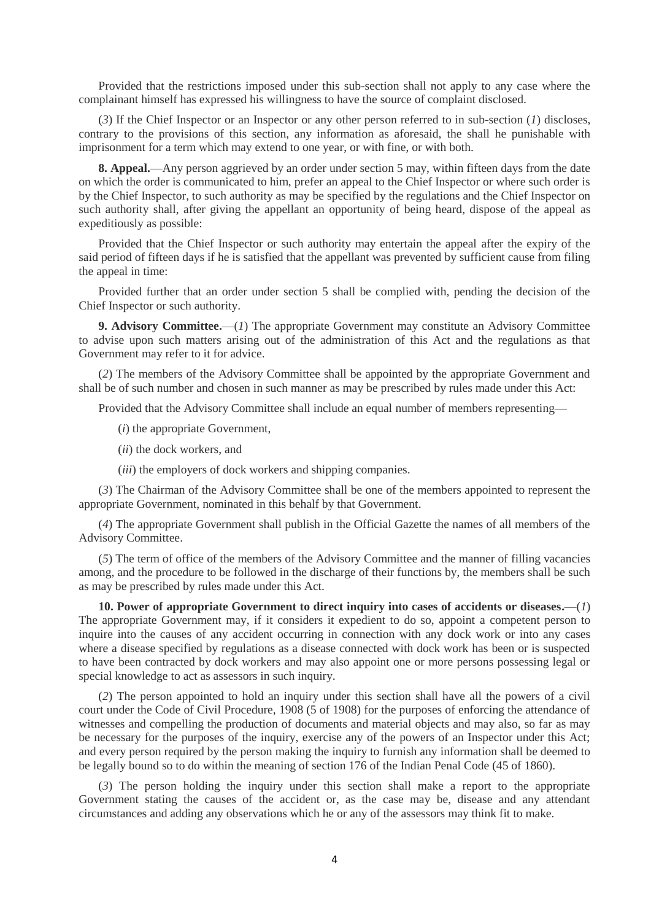Provided that the restrictions imposed under this sub-section shall not apply to any case where the complainant himself has expressed his willingness to have the source of complaint disclosed.

(*3*) If the Chief Inspector or an Inspector or any other person referred to in sub-section (*1*) discloses, contrary to the provisions of this section, any information as aforesaid, the shall he punishable with imprisonment for a term which may extend to one year, or with fine, or with both.

**8. Appeal.**—Any person aggrieved by an order under section 5 may, within fifteen days from the date on which the order is communicated to him, prefer an appeal to the Chief Inspector or where such order is by the Chief Inspector, to such authority as may be specified by the regulations and the Chief Inspector on such authority shall, after giving the appellant an opportunity of being heard, dispose of the appeal as expeditiously as possible:

Provided that the Chief Inspector or such authority may entertain the appeal after the expiry of the said period of fifteen days if he is satisfied that the appellant was prevented by sufficient cause from filing the appeal in time:

Provided further that an order under section 5 shall be complied with, pending the decision of the Chief Inspector or such authority.

**9. Advisory Committee.**—(*1*) The appropriate Government may constitute an Advisory Committee to advise upon such matters arising out of the administration of this Act and the regulations as that Government may refer to it for advice.

(*2*) The members of the Advisory Committee shall be appointed by the appropriate Government and shall be of such number and chosen in such manner as may be prescribed by rules made under this Act:

Provided that the Advisory Committee shall include an equal number of members representing—

(*i*) the appropriate Government,

(*ii*) the dock workers, and

(*iii*) the employers of dock workers and shipping companies.

(*3*) The Chairman of the Advisory Committee shall be one of the members appointed to represent the appropriate Government, nominated in this behalf by that Government.

(*4*) The appropriate Government shall publish in the Official Gazette the names of all members of the Advisory Committee.

(*5*) The term of office of the members of the Advisory Committee and the manner of filling vacancies among, and the procedure to be followed in the discharge of their functions by, the members shall be such as may be prescribed by rules made under this Act.

**10. Power of appropriate Government to direct inquiry into cases of accidents or diseases.**—(*1*) The appropriate Government may, if it considers it expedient to do so, appoint a competent person to inquire into the causes of any accident occurring in connection with any dock work or into any cases where a disease specified by regulations as a disease connected with dock work has been or is suspected to have been contracted by dock workers and may also appoint one or more persons possessing legal or special knowledge to act as assessors in such inquiry.

(*2*) The person appointed to hold an inquiry under this section shall have all the powers of a civil court under the Code of Civil Procedure, 1908 (5 of 1908) for the purposes of enforcing the attendance of witnesses and compelling the production of documents and material objects and may also, so far as may be necessary for the purposes of the inquiry, exercise any of the powers of an Inspector under this Act; and every person required by the person making the inquiry to furnish any information shall be deemed to be legally bound so to do within the meaning of section 176 of the Indian Penal Code (45 of 1860).

(*3*) The person holding the inquiry under this section shall make a report to the appropriate Government stating the causes of the accident or, as the case may be, disease and any attendant circumstances and adding any observations which he or any of the assessors may think fit to make.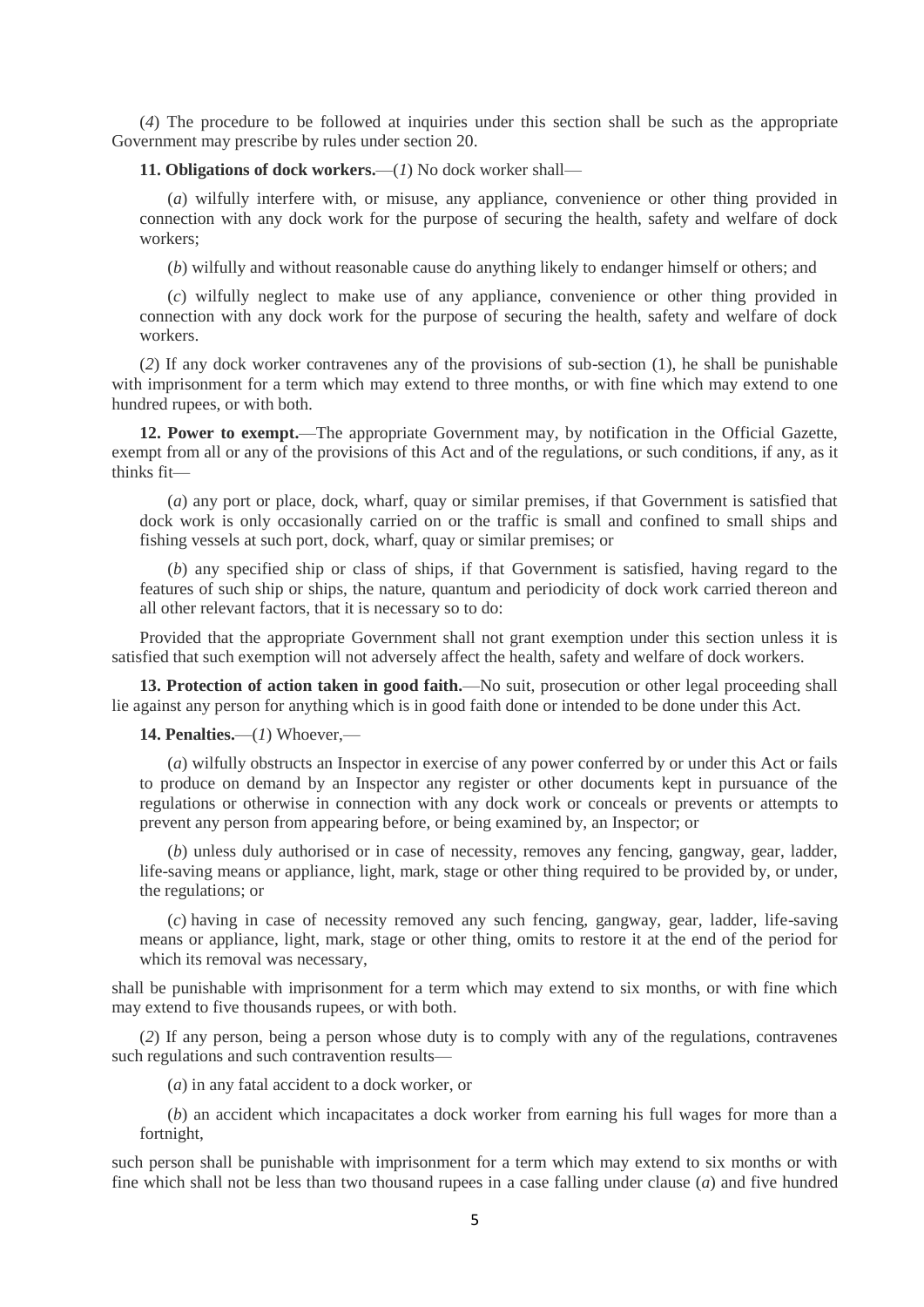(*4*) The procedure to be followed at inquiries under this section shall be such as the appropriate Government may prescribe by rules under section 20.

**11. Obligations of dock workers.**—(*1*) No dock worker shall—

(*a*) wilfully interfere with, or misuse, any appliance, convenience or other thing provided in connection with any dock work for the purpose of securing the health, safety and welfare of dock workers;

(*b*) wilfully and without reasonable cause do anything likely to endanger himself or others; and

(*c*) wilfully neglect to make use of any appliance, convenience or other thing provided in connection with any dock work for the purpose of securing the health, safety and welfare of dock workers.

(*2*) If any dock worker contravenes any of the provisions of sub-section (1), he shall be punishable with imprisonment for a term which may extend to three months, or with fine which may extend to one hundred rupees, or with both.

**12. Power to exempt.**—The appropriate Government may, by notification in the Official Gazette, exempt from all or any of the provisions of this Act and of the regulations, or such conditions, if any, as it thinks fit—

(*a*) any port or place, dock, wharf, quay or similar premises, if that Government is satisfied that dock work is only occasionally carried on or the traffic is small and confined to small ships and fishing vessels at such port, dock, wharf, quay or similar premises; or

(*b*) any specified ship or class of ships, if that Government is satisfied, having regard to the features of such ship or ships, the nature, quantum and periodicity of dock work carried thereon and all other relevant factors, that it is necessary so to do:

Provided that the appropriate Government shall not grant exemption under this section unless it is satisfied that such exemption will not adversely affect the health, safety and welfare of dock workers.

**13. Protection of action taken in good faith.**—No suit, prosecution or other legal proceeding shall lie against any person for anything which is in good faith done or intended to be done under this Act.

**14. Penalties.**—(*1*) Whoever,—

(*a*) wilfully obstructs an Inspector in exercise of any power conferred by or under this Act or fails to produce on demand by an Inspector any register or other documents kept in pursuance of the regulations or otherwise in connection with any dock work or conceals or prevents or attempts to prevent any person from appearing before, or being examined by, an Inspector; or

(*b*) unless duly authorised or in case of necessity, removes any fencing, gangway, gear, ladder, life-saving means or appliance, light, mark, stage or other thing required to be provided by, or under, the regulations; or

(*c*) having in case of necessity removed any such fencing, gangway, gear, ladder, life-saving means or appliance, light, mark, stage or other thing, omits to restore it at the end of the period for which its removal was necessary,

shall be punishable with imprisonment for a term which may extend to six months, or with fine which may extend to five thousands rupees, or with both.

(*2*) If any person, being a person whose duty is to comply with any of the regulations, contravenes such regulations and such contravention results—

(*a*) in any fatal accident to a dock worker, or

(*b*) an accident which incapacitates a dock worker from earning his full wages for more than a fortnight,

such person shall be punishable with imprisonment for a term which may extend to six months or with fine which shall not be less than two thousand rupees in a case falling under clause (*a*) and five hundred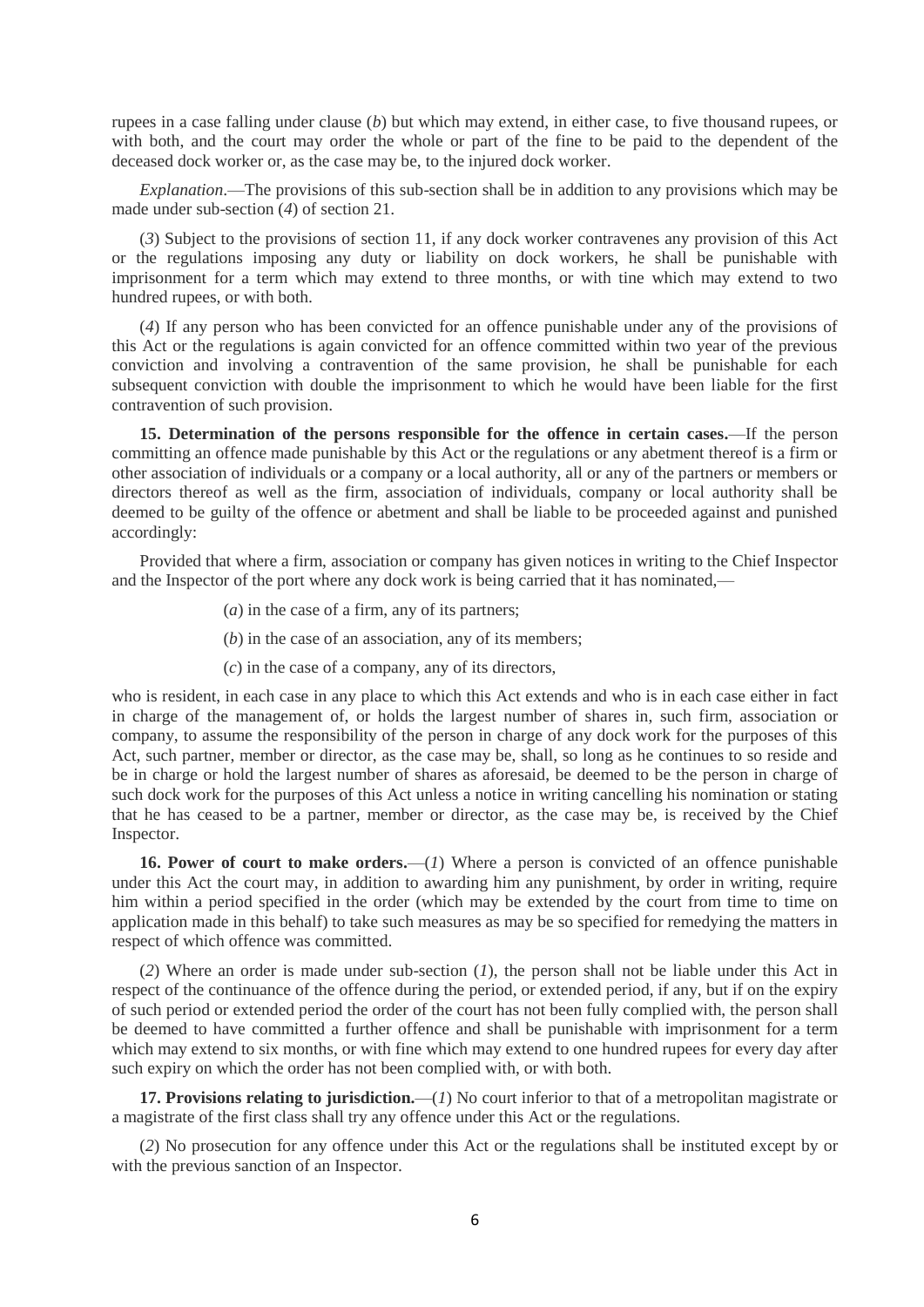rupees in a case falling under clause (*b*) but which may extend, in either case, to five thousand rupees, or with both, and the court may order the whole or part of the fine to be paid to the dependent of the deceased dock worker or, as the case may be, to the injured dock worker.

*Explanation*.—The provisions of this sub-section shall be in addition to any provisions which may be made under sub-section (*4*) of section 21.

(*3*) Subject to the provisions of section 11, if any dock worker contravenes any provision of this Act or the regulations imposing any duty or liability on dock workers, he shall be punishable with imprisonment for a term which may extend to three months, or with tine which may extend to two hundred rupees, or with both.

(*4*) If any person who has been convicted for an offence punishable under any of the provisions of this Act or the regulations is again convicted for an offence committed within two year of the previous conviction and involving a contravention of the same provision, he shall be punishable for each subsequent conviction with double the imprisonment to which he would have been liable for the first contravention of such provision.

**15. Determination of the persons responsible for the offence in certain cases.**—If the person committing an offence made punishable by this Act or the regulations or any abetment thereof is a firm or other association of individuals or a company or a local authority, all or any of the partners or members or directors thereof as well as the firm, association of individuals, company or local authority shall be deemed to be guilty of the offence or abetment and shall be liable to be proceeded against and punished accordingly:

Provided that where a firm, association or company has given notices in writing to the Chief Inspector and the Inspector of the port where any dock work is being carried that it has nominated,—

(*a*) in the case of a firm, any of its partners;

(*b*) in the case of an association, any of its members;

(*c*) in the case of a company, any of its directors,

who is resident, in each case in any place to which this Act extends and who is in each case either in fact in charge of the management of, or holds the largest number of shares in, such firm, association or company, to assume the responsibility of the person in charge of any dock work for the purposes of this Act, such partner, member or director, as the case may be, shall, so long as he continues to so reside and be in charge or hold the largest number of shares as aforesaid, be deemed to be the person in charge of such dock work for the purposes of this Act unless a notice in writing cancelling his nomination or stating that he has ceased to be a partner, member or director, as the case may be, is received by the Chief Inspector.

**16. Power of court to make orders.**—(*1*) Where a person is convicted of an offence punishable under this Act the court may, in addition to awarding him any punishment, by order in writing, require him within a period specified in the order (which may be extended by the court from time to time on application made in this behalf) to take such measures as may be so specified for remedying the matters in respect of which offence was committed.

(*2*) Where an order is made under sub-section (*1*), the person shall not be liable under this Act in respect of the continuance of the offence during the period, or extended period, if any, but if on the expiry of such period or extended period the order of the court has not been fully complied with, the person shall be deemed to have committed a further offence and shall be punishable with imprisonment for a term which may extend to six months, or with fine which may extend to one hundred rupees for every day after such expiry on which the order has not been complied with, or with both.

**17. Provisions relating to jurisdiction.**—(*1*) No court inferior to that of a metropolitan magistrate or a magistrate of the first class shall try any offence under this Act or the regulations.

(*2*) No prosecution for any offence under this Act or the regulations shall be instituted except by or with the previous sanction of an Inspector.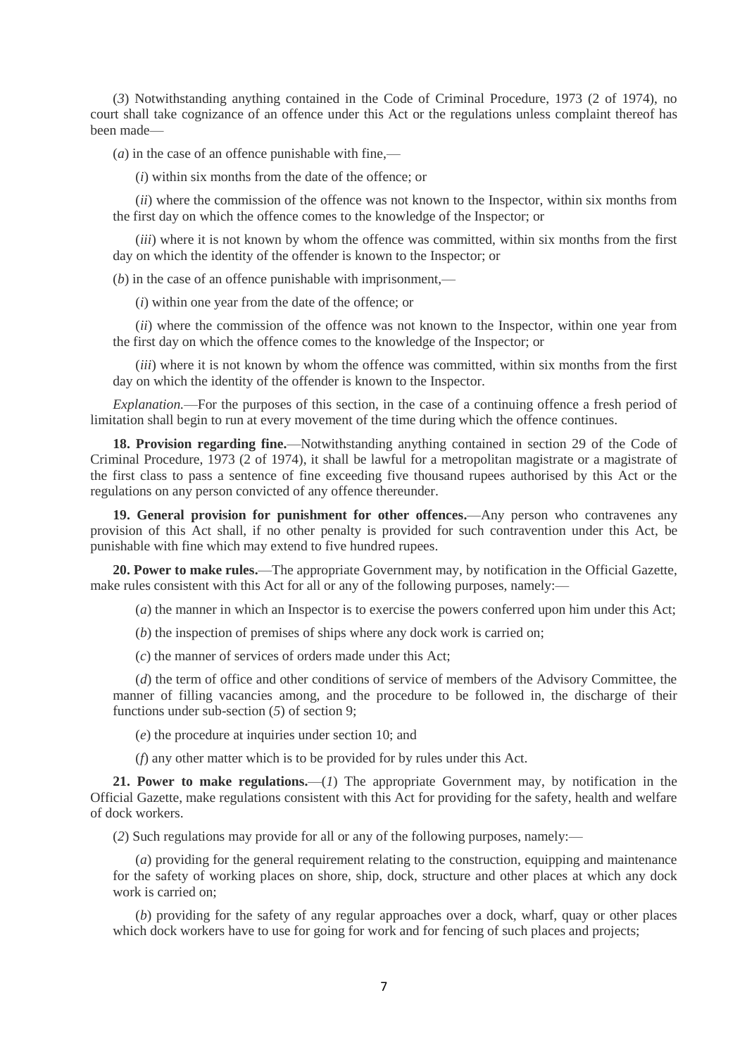(*3*) Notwithstanding anything contained in the Code of Criminal Procedure, 1973 (2 of 1974), no court shall take cognizance of an offence under this Act or the regulations unless complaint thereof has been made—

(*a*) in the case of an offence punishable with fine,—

(*i*) within six months from the date of the offence; or

(*ii*) where the commission of the offence was not known to the Inspector, within six months from the first day on which the offence comes to the knowledge of the Inspector; or

(*iii*) where it is not known by whom the offence was committed, within six months from the first day on which the identity of the offender is known to the Inspector; or

(*b*) in the case of an offence punishable with imprisonment,—

(*i*) within one year from the date of the offence; or

(*ii*) where the commission of the offence was not known to the Inspector, within one year from the first day on which the offence comes to the knowledge of the Inspector; or

(*iii*) where it is not known by whom the offence was committed, within six months from the first day on which the identity of the offender is known to the Inspector.

*Explanation.*—For the purposes of this section, in the case of a continuing offence a fresh period of limitation shall begin to run at every movement of the time during which the offence continues.

**18. Provision regarding fine.**—Notwithstanding anything contained in section 29 of the Code of Criminal Procedure, 1973 (2 of 1974), it shall be lawful for a metropolitan magistrate or a magistrate of the first class to pass a sentence of fine exceeding five thousand rupees authorised by this Act or the regulations on any person convicted of any offence thereunder.

**19. General provision for punishment for other offences.**—Any person who contravenes any provision of this Act shall, if no other penalty is provided for such contravention under this Act, be punishable with fine which may extend to five hundred rupees.

**20. Power to make rules.**—The appropriate Government may, by notification in the Official Gazette, make rules consistent with this Act for all or any of the following purposes, namely:—

(*a*) the manner in which an Inspector is to exercise the powers conferred upon him under this Act;

(*b*) the inspection of premises of ships where any dock work is carried on;

(*c*) the manner of services of orders made under this Act;

(*d*) the term of office and other conditions of service of members of the Advisory Committee, the manner of filling vacancies among, and the procedure to be followed in, the discharge of their functions under sub-section (*5*) of section 9;

(*e*) the procedure at inquiries under section 10; and

(*f*) any other matter which is to be provided for by rules under this Act.

**21. Power to make regulations.**—(*1*) The appropriate Government may, by notification in the Official Gazette, make regulations consistent with this Act for providing for the safety, health and welfare of dock workers.

(*2*) Such regulations may provide for all or any of the following purposes, namely:—

(*a*) providing for the general requirement relating to the construction, equipping and maintenance for the safety of working places on shore, ship, dock, structure and other places at which any dock work is carried on;

(*b*) providing for the safety of any regular approaches over a dock, wharf, quay or other places which dock workers have to use for going for work and for fencing of such places and projects;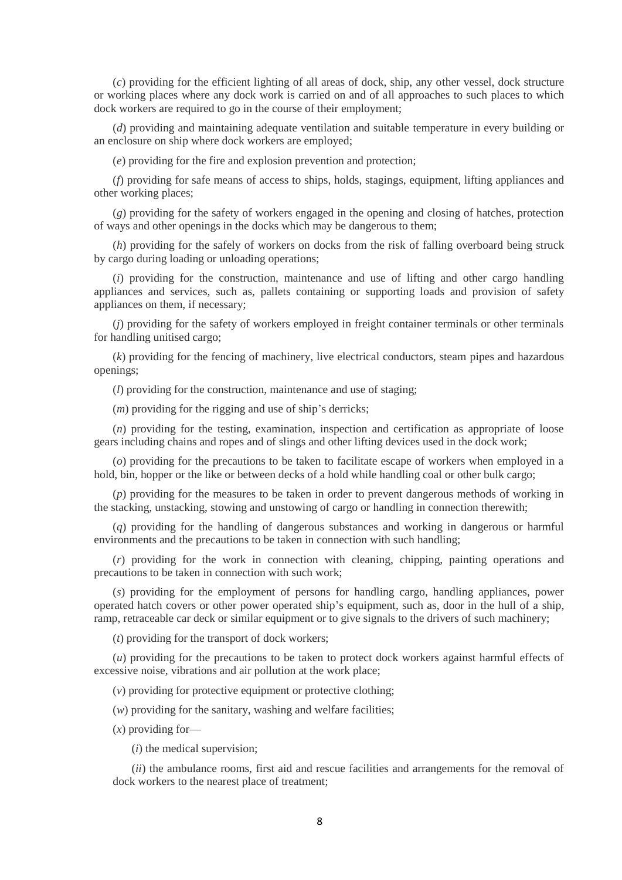(*c*) providing for the efficient lighting of all areas of dock, ship, any other vessel, dock structure or working places where any dock work is carried on and of all approaches to such places to which dock workers are required to go in the course of their employment;

(*d*) providing and maintaining adequate ventilation and suitable temperature in every building or an enclosure on ship where dock workers are employed;

(*e*) providing for the fire and explosion prevention and protection;

(*f*) providing for safe means of access to ships, holds, stagings, equipment, lifting appliances and other working places;

(*g*) providing for the safety of workers engaged in the opening and closing of hatches, protection of ways and other openings in the docks which may be dangerous to them;

(*h*) providing for the safely of workers on docks from the risk of falling overboard being struck by cargo during loading or unloading operations;

(*i*) providing for the construction, maintenance and use of lifting and other cargo handling appliances and services, such as, pallets containing or supporting loads and provision of safety appliances on them, if necessary;

(*j*) providing for the safety of workers employed in freight container terminals or other terminals for handling unitised cargo;

(*k*) providing for the fencing of machinery, live electrical conductors, steam pipes and hazardous openings;

(*l*) providing for the construction, maintenance and use of staging;

(*m*) providing for the rigging and use of ship's derricks;

(*n*) providing for the testing, examination, inspection and certification as appropriate of loose gears including chains and ropes and of slings and other lifting devices used in the dock work;

(*o*) providing for the precautions to be taken to facilitate escape of workers when employed in a hold, bin, hopper or the like or between decks of a hold while handling coal or other bulk cargo;

(*p*) providing for the measures to be taken in order to prevent dangerous methods of working in the stacking, unstacking, stowing and unstowing of cargo or handling in connection therewith;

(*q*) providing for the handling of dangerous substances and working in dangerous or harmful environments and the precautions to be taken in connection with such handling;

(*r*) providing for the work in connection with cleaning, chipping, painting operations and precautions to be taken in connection with such work;

(*s*) providing for the employment of persons for handling cargo, handling appliances, power operated hatch covers or other power operated ship's equipment, such as, door in the hull of a ship, ramp, retraceable car deck or similar equipment or to give signals to the drivers of such machinery;

(*t*) providing for the transport of dock workers;

(*u*) providing for the precautions to be taken to protect dock workers against harmful effects of excessive noise, vibrations and air pollution at the work place;

(*v*) providing for protective equipment or protective clothing;

(*w*) providing for the sanitary, washing and welfare facilities;

(*x*) providing for—

(*i*) the medical supervision;

(*ii*) the ambulance rooms, first aid and rescue facilities and arrangements for the removal of dock workers to the nearest place of treatment;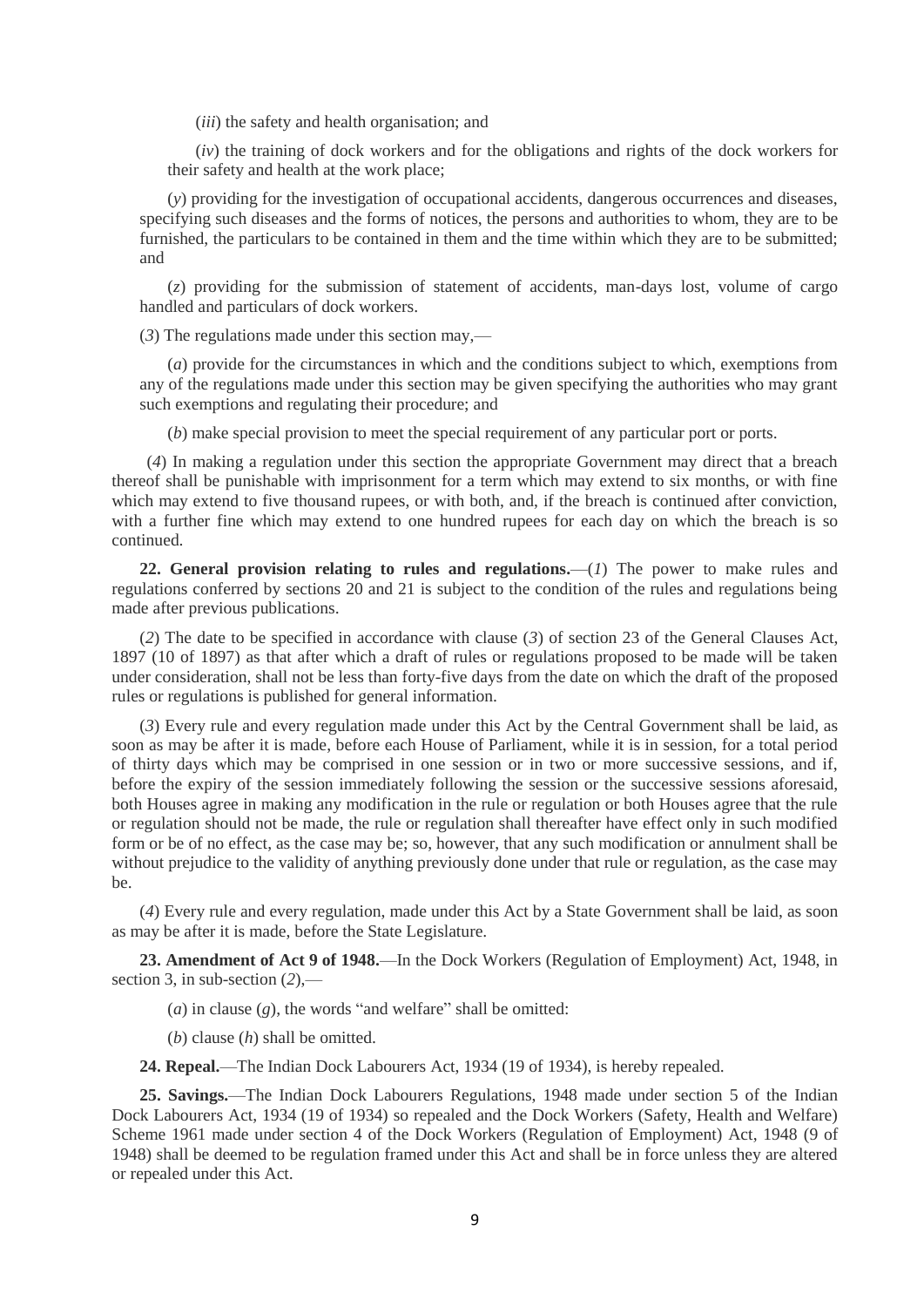(*iii*) the safety and health organisation; and

(*iv*) the training of dock workers and for the obligations and rights of the dock workers for their safety and health at the work place;

(*y*) providing for the investigation of occupational accidents, dangerous occurrences and diseases, specifying such diseases and the forms of notices, the persons and authorities to whom, they are to be furnished, the particulars to be contained in them and the time within which they are to be submitted; and

(*z*) providing for the submission of statement of accidents, man-days lost, volume of cargo handled and particulars of dock workers.

(*3*) The regulations made under this section may,—

(*a*) provide for the circumstances in which and the conditions subject to which, exemptions from any of the regulations made under this section may be given specifying the authorities who may grant such exemptions and regulating their procedure; and

(*b*) make special provision to meet the special requirement of any particular port or ports.

(*4*) In making a regulation under this section the appropriate Government may direct that a breach thereof shall be punishable with imprisonment for a term which may extend to six months, or with fine which may extend to five thousand rupees, or with both, and, if the breach is continued after conviction, with a further fine which may extend to one hundred rupees for each day on which the breach is so continued.

**22. General provision relating to rules and regulations.**—(*1*) The power to make rules and regulations conferred by sections 20 and 21 is subject to the condition of the rules and regulations being made after previous publications.

(*2*) The date to be specified in accordance with clause (*3*) of section 23 of the General Clauses Act, 1897 (10 of 1897) as that after which a draft of rules or regulations proposed to be made will be taken under consideration, shall not be less than forty-five days from the date on which the draft of the proposed rules or regulations is published for general information.

(*3*) Every rule and every regulation made under this Act by the Central Government shall be laid, as soon as may be after it is made, before each House of Parliament, while it is in session, for a total period of thirty days which may be comprised in one session or in two or more successive sessions, and if, before the expiry of the session immediately following the session or the successive sessions aforesaid, both Houses agree in making any modification in the rule or regulation or both Houses agree that the rule or regulation should not be made, the rule or regulation shall thereafter have effect only in such modified form or be of no effect, as the case may be; so, however, that any such modification or annulment shall be without prejudice to the validity of anything previously done under that rule or regulation, as the case may be.

(*4*) Every rule and every regulation, made under this Act by a State Government shall be laid, as soon as may be after it is made, before the State Legislature.

**23. Amendment of Act 9 of 1948.**—In the Dock Workers (Regulation of Employment) Act, 1948, in section 3, in sub-section (*2*),—

(*a*) in clause (*g*), the words "and welfare" shall be omitted:

(*b*) clause (*h*) shall be omitted.

**24. Repeal.**—The Indian Dock Labourers Act, 1934 (19 of 1934), is hereby repealed.

**25. Savings.**—The Indian Dock Labourers Regulations, 1948 made under section 5 of the Indian Dock Labourers Act, 1934 (19 of 1934) so repealed and the Dock Workers (Safety, Health and Welfare) Scheme 1961 made under section 4 of the Dock Workers (Regulation of Employment) Act, 1948 (9 of 1948) shall be deemed to be regulation framed under this Act and shall be in force unless they are altered or repealed under this Act.